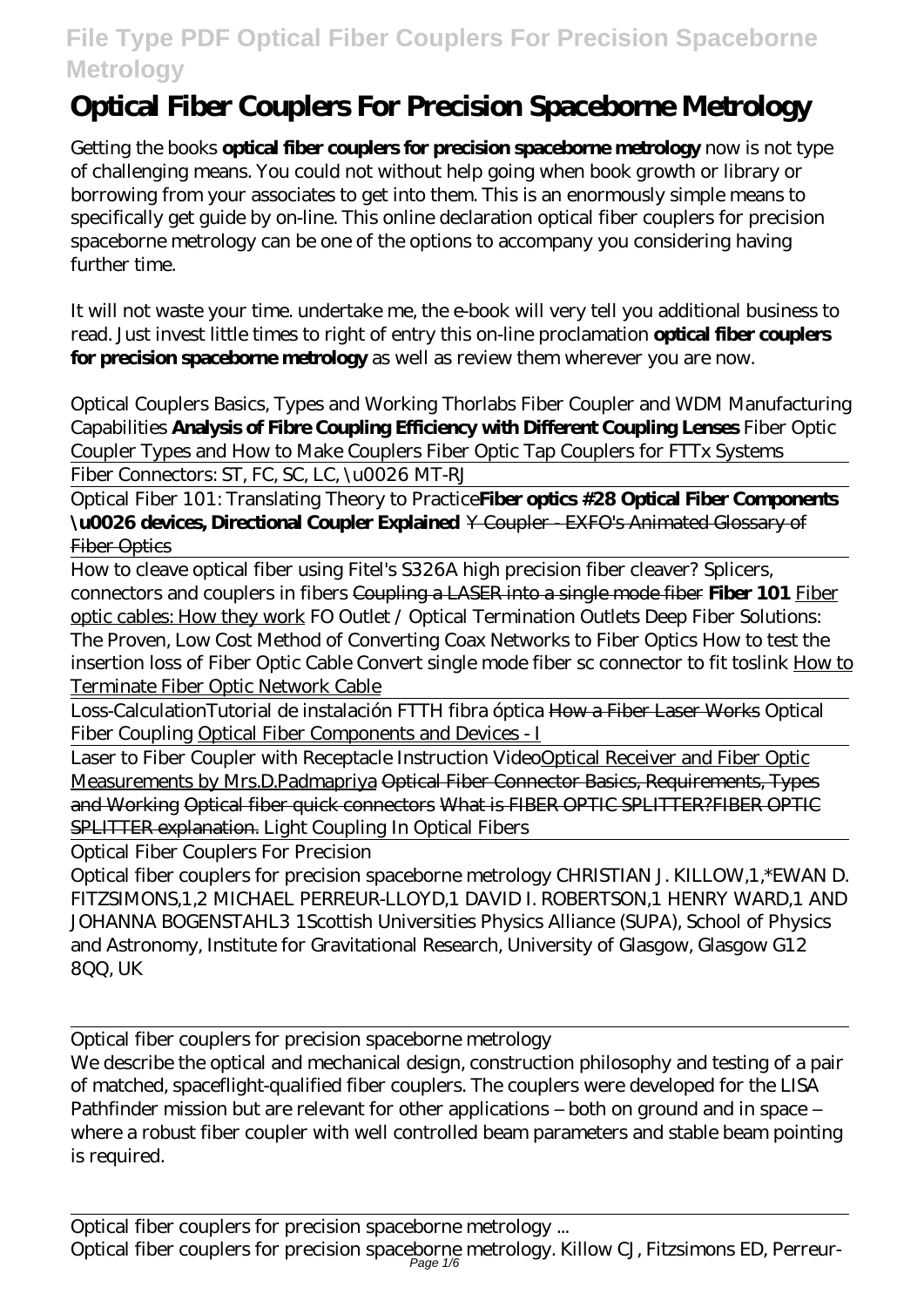# Optical Fiber Couplers For Precision Spaceborne Metrology

Getting the books **optical fiber couplers for precision spaceborne metrology** now is not type of challenging means. You could not without help going when book growth or library or borrowing from your associates to get into them. This is an enormously simple means to specifically get guide by on-line. This online declaration optical fiber couplers for precision spaceborne metrology can be one of the options to accompany you considering having further time.

It will not waste your time. undertake me, the e-book will very tell you additional business to read. Just invest little times to right of entry this on-line proclamation **optical fiber couplers for precision spaceborne metrology** as well as review them wherever you are now.

*Optical Couplers Basics, Types and Working Thorlabs Fiber Coupler and WDM Manufacturing Capabilities* **Analysis of Fibre Coupling Efficiency with Different Coupling Lenses** *Fiber Optic Coupler Types and How to Make Couplers Fiber Optic Tap Couplers for FTTx Systems*

Fiber Connectors: ST, FC, SC, LC, \u0026 MT-RJ

Optical Fiber 101: Translating Theory to Practice**Fiber optics #28 Optical Fiber Components \u0026 devices, Directional Coupler Explained** ~~Y Coupler - EXFO's Animated Glossary of Fiber Optics~~

How to cleave optical fiber using Fitel's S326A high precision fiber cleaver? *Splicers, connectors and couplers in fibers* ~~Coupling a LASER into a single mode fiber~~ **Fiber 101** Fiber optic cables: How they work *FO Outlet / Optical Termination Outlets* *Deep Fiber Solutions: The Proven, Low Cost Method of Converting Coax Networks to Fiber Optics* *How to test the insertion loss of Fiber Optic Cable* *Convert single mode fiber sc connector to fit toslink* How to Terminate Fiber Optic Network Cable

Loss-Calculation*Tutorial de instalación FTTH fibra óptica* ~~How a Fiber Laser Works~~ *Optical Fiber Coupling* Optical Fiber Components and Devices - I

Laser to Fiber Coupler with Receptacle Instruction VideoOptical Receiver and Fiber Optic Measurements by Mrs.D.Padmapriya ~~Optical Fiber Connector Basics, Requirements, Types and Working~~ ~~Optical fiber quick connectors~~ ~~What is FIBER OPTIC SPLITTER?FIBER OPTIC SPLITTER explanation.~~ *Light Coupling In Optical Fibers*

Optical Fiber Couplers For Precision

Optical fiber couplers for precision spaceborne metrology CHRISTIAN J. KILLOW,1,*EWAN D. FITZSIMONS,1,2 MICHAEL PERREUR-LLOYD,1 DAVID I. ROBERTSON,1 HENRY WARD,1 AND JOHANNA BOGENSTAHL3 1Scottish Universities Physics Alliance (SUPA), School of Physics and Astronomy, Institute for Gravitational Research, University of Glasgow, Glasgow G12 8QQ, UK

Optical fiber couplers for precision spaceborne metrology

We describe the optical and mechanical design, construction philosophy and testing of a pair of matched, spaceflight-qualified fiber couplers. The couplers were developed for the LISA Pathfinder mission but are relevant for other applications – both on ground and in space – where a robust fiber coupler with well controlled beam parameters and stable beam pointing is required.

Optical fiber couplers for precision spaceborne metrology ...

Optical fiber couplers for precision spaceborne metrology. Killow CJ, Fitzsimons ED, Perreur-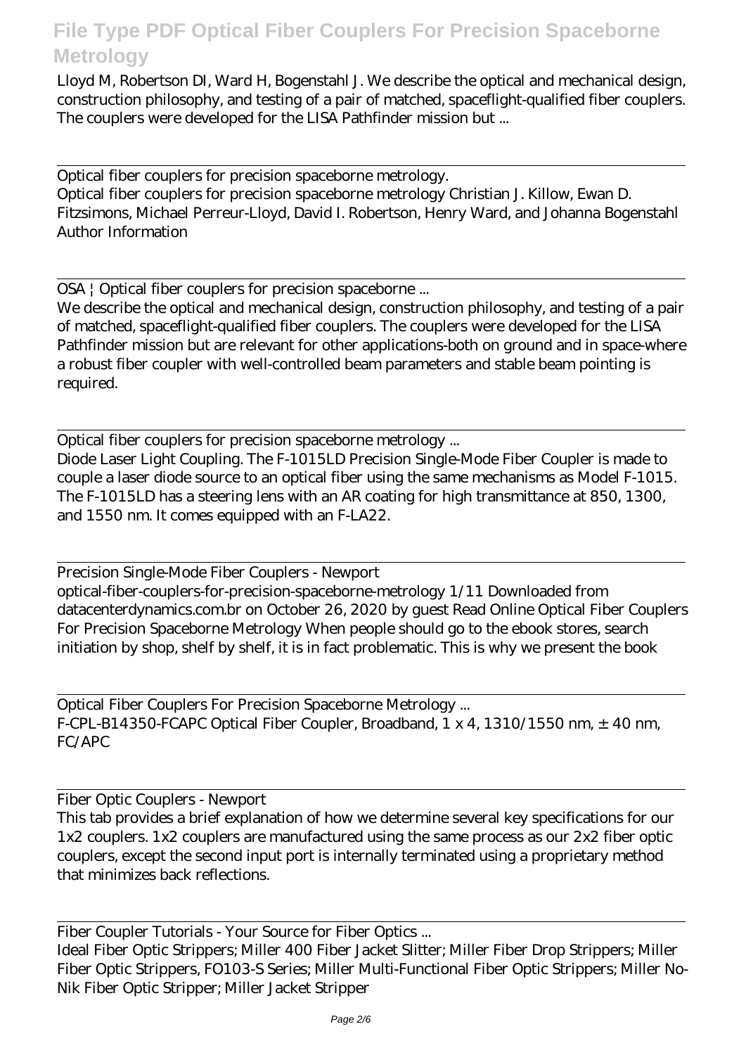Lloyd M, Robertson DI, Ward H, Bogenstahl J. We describe the optical and mechanical design, construction philosophy, and testing of a pair of matched, spaceflight-qualified fiber couplers. The couplers were developed for the LISA Pathfinder mission but ...

Optical fiber couplers for precision spaceborne metrology.
Optical fiber couplers for precision spaceborne metrology Christian J. Killow, Ewan D. Fitzsimons, Michael Perreur-Lloyd, David I. Robertson, Henry Ward, and Johanna Bogenstahl Author Information

OSA | Optical fiber couplers for precision spaceborne ...
We describe the optical and mechanical design, construction philosophy, and testing of a pair of matched, spaceflight-qualified fiber couplers. The couplers were developed for the LISA Pathfinder mission but are relevant for other applications-both on ground and in space-where a robust fiber coupler with well-controlled beam parameters and stable beam pointing is required.

Optical fiber couplers for precision spaceborne metrology ...
Diode Laser Light Coupling. The F-1015LD Precision Single-Mode Fiber Coupler is made to couple a laser diode source to an optical fiber using the same mechanisms as Model F-1015. The F-1015LD has a steering lens with an AR coating for high transmittance at 850, 1300, and 1550 nm. It comes equipped with an F-LA22.

Precision Single-Mode Fiber Couplers - Newport
optical-fiber-couplers-for-precision-spaceborne-metrology 1/11 Downloaded from datacenterdynamics.com.br on October 26, 2020 by guest Read Online Optical Fiber Couplers For Precision Spaceborne Metrology When people should go to the ebook stores, search initiation by shop, shelf by shelf, it is in fact problematic. This is why we present the book

Optical Fiber Couplers For Precision Spaceborne Metrology ...
F-CPL-B14350-FCAPC Optical Fiber Coupler, Broadband, 1 x 4, 1310/1550 nm, ± 40 nm, FC/APC

Fiber Optic Couplers - Newport
This tab provides a brief explanation of how we determine several key specifications for our 1x2 couplers. 1x2 couplers are manufactured using the same process as our 2x2 fiber optic couplers, except the second input port is internally terminated using a proprietary method that minimizes back reflections.

Fiber Coupler Tutorials - Your Source for Fiber Optics ...
Ideal Fiber Optic Strippers; Miller 400 Fiber Jacket Slitter; Miller Fiber Drop Strippers; Miller Fiber Optic Strippers, FO103-S Series; Miller Multi-Functional Fiber Optic Strippers; Miller No-Nik Fiber Optic Stripper; Miller Jacket Stripper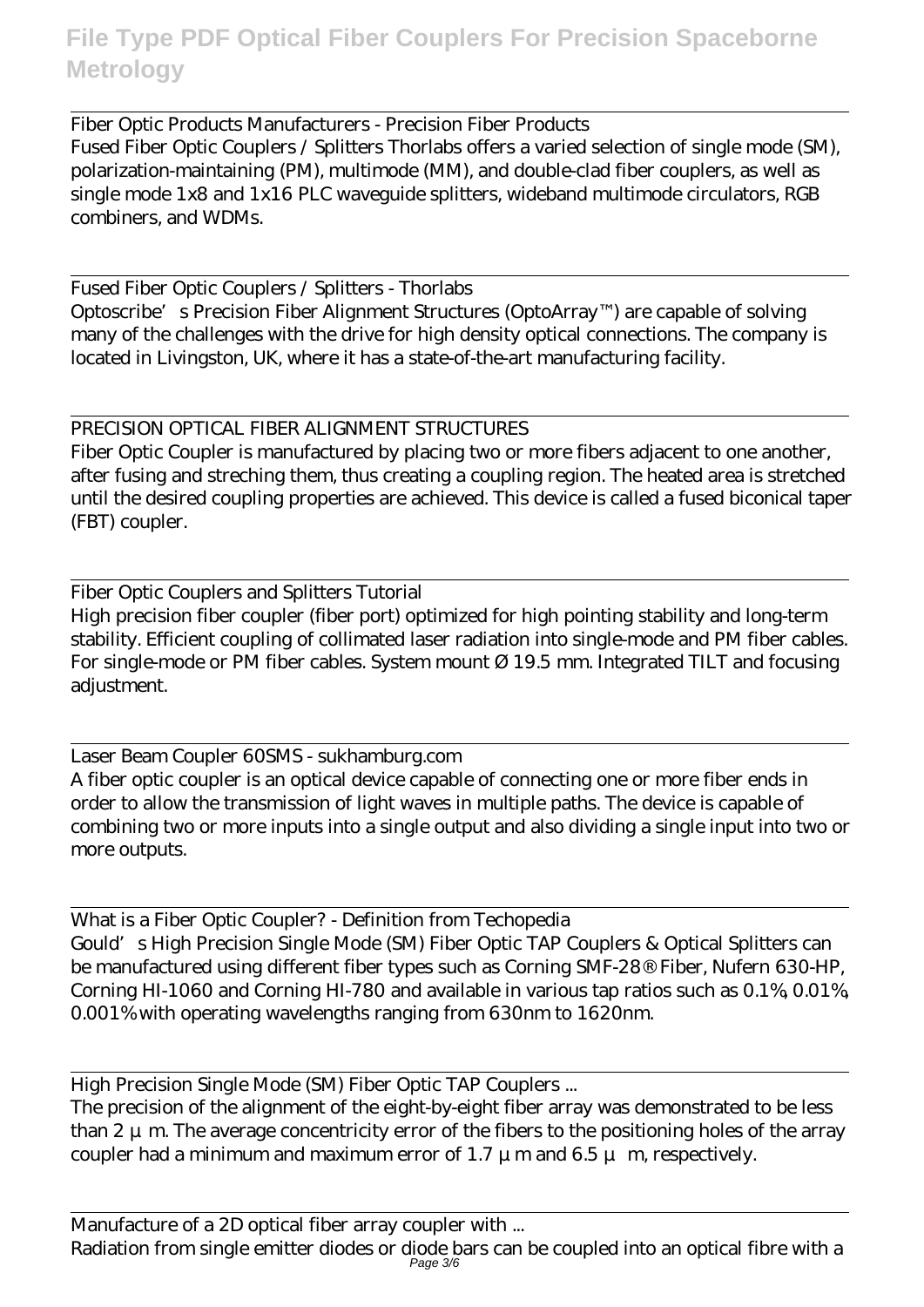Fiber Optic Products Manufacturers - Precision Fiber Products

Fused Fiber Optic Couplers / Splitters Thorlabs offers a varied selection of single mode (SM), polarization-maintaining (PM), multimode (MM), and double-clad fiber couplers, as well as single mode 1x8 and 1x16 PLC waveguide splitters, wideband multimode circulators, RGB combiners, and WDMs.

Fused Fiber Optic Couplers / Splitters - Thorlabs

Optoscribe's Precision Fiber Alignment Structures (OptoArray™) are capable of solving many of the challenges with the drive for high density optical connections. The company is located in Livingston, UK, where it has a state-of-the-art manufacturing facility.

PRECISION OPTICAL FIBER ALIGNMENT STRUCTURES

Fiber Optic Coupler is manufactured by placing two or more fibers adjacent to one another, after fusing and streching them, thus creating a coupling region. The heated area is stretched until the desired coupling properties are achieved. This device is called a fused biconical taper (FBT) coupler.

Fiber Optic Couplers and Splitters Tutorial

High precision fiber coupler (fiber port) optimized for high pointing stability and long-term stability. Efficient coupling of collimated laser radiation into single-mode and PM fiber cables. For single-mode or PM fiber cables. System mount Ø 19.5 mm. Integrated TILT and focusing adjustment.

Laser Beam Coupler 60SMS - sukhamburg.com

A fiber optic coupler is an optical device capable of connecting one or more fiber ends in order to allow the transmission of light waves in multiple paths. The device is capable of combining two or more inputs into a single output and also dividing a single input into two or more outputs.

What is a Fiber Optic Coupler? - Definition from Techopedia

Gould's High Precision Single Mode (SM) Fiber Optic TAP Couplers & Optical Splitters can be manufactured using different fiber types such as Corning SMF-28® Fiber, Nufern 630-HP, Corning HI-1060 and Corning HI-780 and available in various tap ratios such as 0.1%, 0.01%, 0.001% with operating wavelengths ranging from 630nm to 1620nm.

High Precision Single Mode (SM) Fiber Optic TAP Couplers ...

The precision of the alignment of the eight-by-eight fiber array was demonstrated to be less than 2 µm. The average concentricity error of the fibers to the positioning holes of the array coupler had a minimum and maximum error of 1.7 µm and 6.5 µm, respectively.

Manufacture of a 2D optical fiber array coupler with ...

Radiation from single emitter diodes or diode bars can be coupled into an optical fibre with a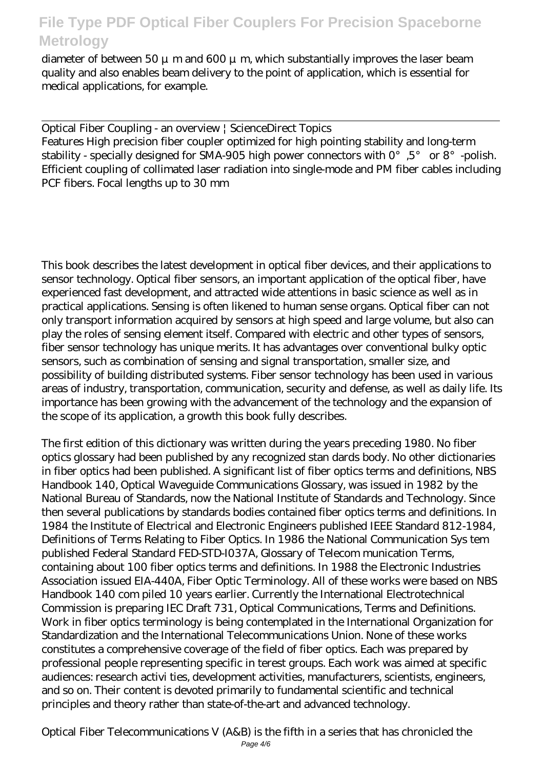diameter of between 50 μ m and 600 μ m, which substantially improves the laser beam quality and also enables beam delivery to the point of application, which is essential for medical applications, for example.

Optical Fiber Coupling - an overview | ScienceDirect Topics
Features High precision fiber coupler optimized for high pointing stability and long-term stability - specially designed for SMA-905 high power connectors with 0°,5° or 8°-polish. Efficient coupling of collimated laser radiation into single-mode and PM fiber cables including PCF fibers. Focal lengths up to 30 mm

This book describes the latest development in optical fiber devices, and their applications to sensor technology. Optical fiber sensors, an important application of the optical fiber, have experienced fast development, and attracted wide attentions in basic science as well as in practical applications. Sensing is often likened to human sense organs. Optical fiber can not only transport information acquired by sensors at high speed and large volume, but also can play the roles of sensing element itself. Compared with electric and other types of sensors, fiber sensor technology has unique merits. It has advantages over conventional bulky optic sensors, such as combination of sensing and signal transportation, smaller size, and possibility of building distributed systems. Fiber sensor technology has been used in various areas of industry, transportation, communication, security and defense, as well as daily life. Its importance has been growing with the advancement of the technology and the expansion of the scope of its application, a growth this book fully describes.

The first edition of this dictionary was written during the years preceding 1980. No fiber optics glossary had been published by any recognized stan dards body. No other dictionaries in fiber optics had been published. A significant list of fiber optics terms and definitions, NBS Handbook 140, Optical Waveguide Communications Glossary, was issued in 1982 by the National Bureau of Standards, now the National Institute of Standards and Technology. Since then several publications by standards bodies contained fiber optics terms and definitions. In 1984 the Institute of Electrical and Electronic Engineers published IEEE Standard 812-1984, Definitions of Terms Relating to Fiber Optics. In 1986 the National Communication Sys tem published Federal Standard FED-STD-I037A, Glossary of Telecom munication Terms, containing about 100 fiber optics terms and definitions. In 1988 the Electronic Industries Association issued EIA-440A, Fiber Optic Terminology. All of these works were based on NBS Handbook 140 com piled 10 years earlier. Currently the International Electrotechnical Commission is preparing IEC Draft 731, Optical Communications, Terms and Definitions. Work in fiber optics terminology is being contemplated in the International Organization for Standardization and the International Telecommunications Union. None of these works constitutes a comprehensive coverage of the field of fiber optics. Each was prepared by professional people representing specific in terest groups. Each work was aimed at specific audiences: research activi ties, development activities, manufacturers, scientists, engineers, and so on. Their content is devoted primarily to fundamental scientific and technical principles and theory rather than state-of-the-art and advanced technology.

Optical Fiber Telecommunications V (A&B) is the fifth in a series that has chronicled the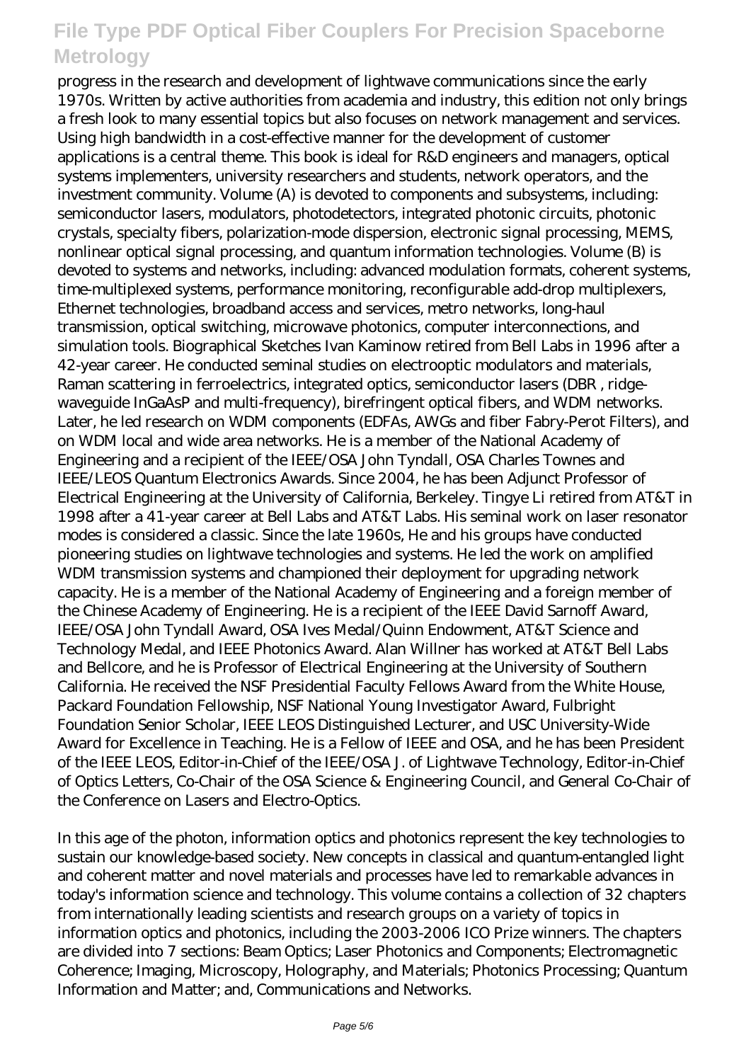progress in the research and development of lightwave communications since the early 1970s. Written by active authorities from academia and industry, this edition not only brings a fresh look to many essential topics but also focuses on network management and services. Using high bandwidth in a cost-effective manner for the development of customer applications is a central theme. This book is ideal for R&D engineers and managers, optical systems implementers, university researchers and students, network operators, and the investment community. Volume (A) is devoted to components and subsystems, including: semiconductor lasers, modulators, photodetectors, integrated photonic circuits, photonic crystals, specialty fibers, polarization-mode dispersion, electronic signal processing, MEMS, nonlinear optical signal processing, and quantum information technologies. Volume (B) is devoted to systems and networks, including: advanced modulation formats, coherent systems, time-multiplexed systems, performance monitoring, reconfigurable add-drop multiplexers, Ethernet technologies, broadband access and services, metro networks, long-haul transmission, optical switching, microwave photonics, computer interconnections, and simulation tools. Biographical Sketches Ivan Kaminow retired from Bell Labs in 1996 after a 42-year career. He conducted seminal studies on electrooptic modulators and materials, Raman scattering in ferroelectrics, integrated optics, semiconductor lasers (DBR , ridge-waveguide InGaAsP and multi-frequency), birefringent optical fibers, and WDM networks. Later, he led research on WDM components (EDFAs, AWGs and fiber Fabry-Perot Filters), and on WDM local and wide area networks. He is a member of the National Academy of Engineering and a recipient of the IEEE/OSA John Tyndall, OSA Charles Townes and IEEE/LEOS Quantum Electronics Awards. Since 2004, he has been Adjunct Professor of Electrical Engineering at the University of California, Berkeley. Tingye Li retired from AT&T in 1998 after a 41-year career at Bell Labs and AT&T Labs. His seminal work on laser resonator modes is considered a classic. Since the late 1960s, He and his groups have conducted pioneering studies on lightwave technologies and systems. He led the work on amplified WDM transmission systems and championed their deployment for upgrading network capacity. He is a member of the National Academy of Engineering and a foreign member of the Chinese Academy of Engineering. He is a recipient of the IEEE David Sarnoff Award, IEEE/OSA John Tyndall Award, OSA Ives Medal/Quinn Endowment, AT&T Science and Technology Medal, and IEEE Photonics Award. Alan Willner has worked at AT&T Bell Labs and Bellcore, and he is Professor of Electrical Engineering at the University of Southern California. He received the NSF Presidential Faculty Fellows Award from the White House, Packard Foundation Fellowship, NSF National Young Investigator Award, Fulbright Foundation Senior Scholar, IEEE LEOS Distinguished Lecturer, and USC University-Wide Award for Excellence in Teaching. He is a Fellow of IEEE and OSA, and he has been President of the IEEE LEOS, Editor-in-Chief of the IEEE/OSA J. of Lightwave Technology, Editor-in-Chief of Optics Letters, Co-Chair of the OSA Science & Engineering Council, and General Co-Chair of the Conference on Lasers and Electro-Optics.

In this age of the photon, information optics and photonics represent the key technologies to sustain our knowledge-based society. New concepts in classical and quantum-entangled light and coherent matter and novel materials and processes have led to remarkable advances in today's information science and technology. This volume contains a collection of 32 chapters from internationally leading scientists and research groups on a variety of topics in information optics and photonics, including the 2003-2006 ICO Prize winners. The chapters are divided into 7 sections: Beam Optics; Laser Photonics and Components; Electromagnetic Coherence; Imaging, Microscopy, Holography, and Materials; Photonics Processing; Quantum Information and Matter; and, Communications and Networks.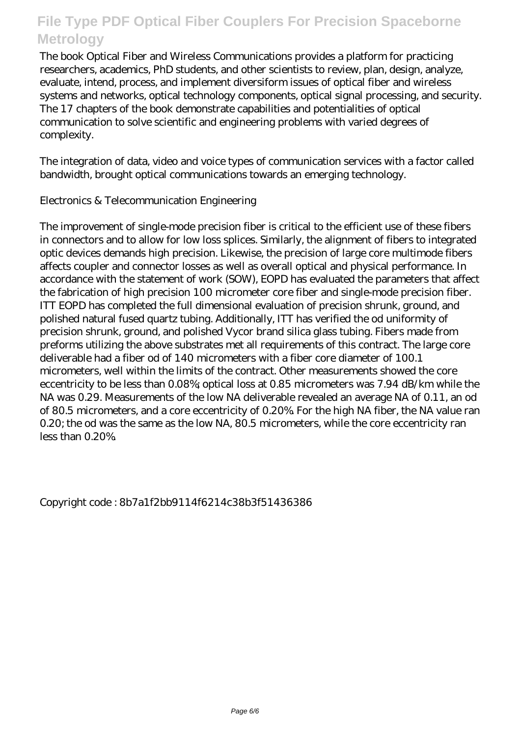The book Optical Fiber and Wireless Communications provides a platform for practicing researchers, academics, PhD students, and other scientists to review, plan, design, analyze, evaluate, intend, process, and implement diversiform issues of optical fiber and wireless systems and networks, optical technology components, optical signal processing, and security. The 17 chapters of the book demonstrate capabilities and potentialities of optical communication to solve scientific and engineering problems with varied degrees of complexity.

The integration of data, video and voice types of communication services with a factor called bandwidth, brought optical communications towards an emerging technology.

Electronics & Telecommunication Engineering

The improvement of single-mode precision fiber is critical to the efficient use of these fibers in connectors and to allow for low loss splices. Similarly, the alignment of fibers to integrated optic devices demands high precision. Likewise, the precision of large core multimode fibers affects coupler and connector losses as well as overall optical and physical performance. In accordance with the statement of work (SOW), EOPD has evaluated the parameters that affect the fabrication of high precision 100 micrometer core fiber and single-mode precision fiber. ITT EOPD has completed the full dimensional evaluation of precision shrunk, ground, and polished natural fused quartz tubing. Additionally, ITT has verified the od uniformity of precision shrunk, ground, and polished Vycor brand silica glass tubing. Fibers made from preforms utilizing the above substrates met all requirements of this contract. The large core deliverable had a fiber od of 140 micrometers with a fiber core diameter of 100.1 micrometers, well within the limits of the contract. Other measurements showed the core eccentricity to be less than 0.08%; optical loss at 0.85 micrometers was 7.94 dB/km while the NA was 0.29. Measurements of the low NA deliverable revealed an average NA of 0.11, an od of 80.5 micrometers, and a core eccentricity of 0.20%. For the high NA fiber, the NA value ran 0.20; the od was the same as the low NA, 80.5 micrometers, while the core eccentricity ran less than 0.20%.

Copyright code : 8b7a1f2bb9114f6214c38b3f51436386